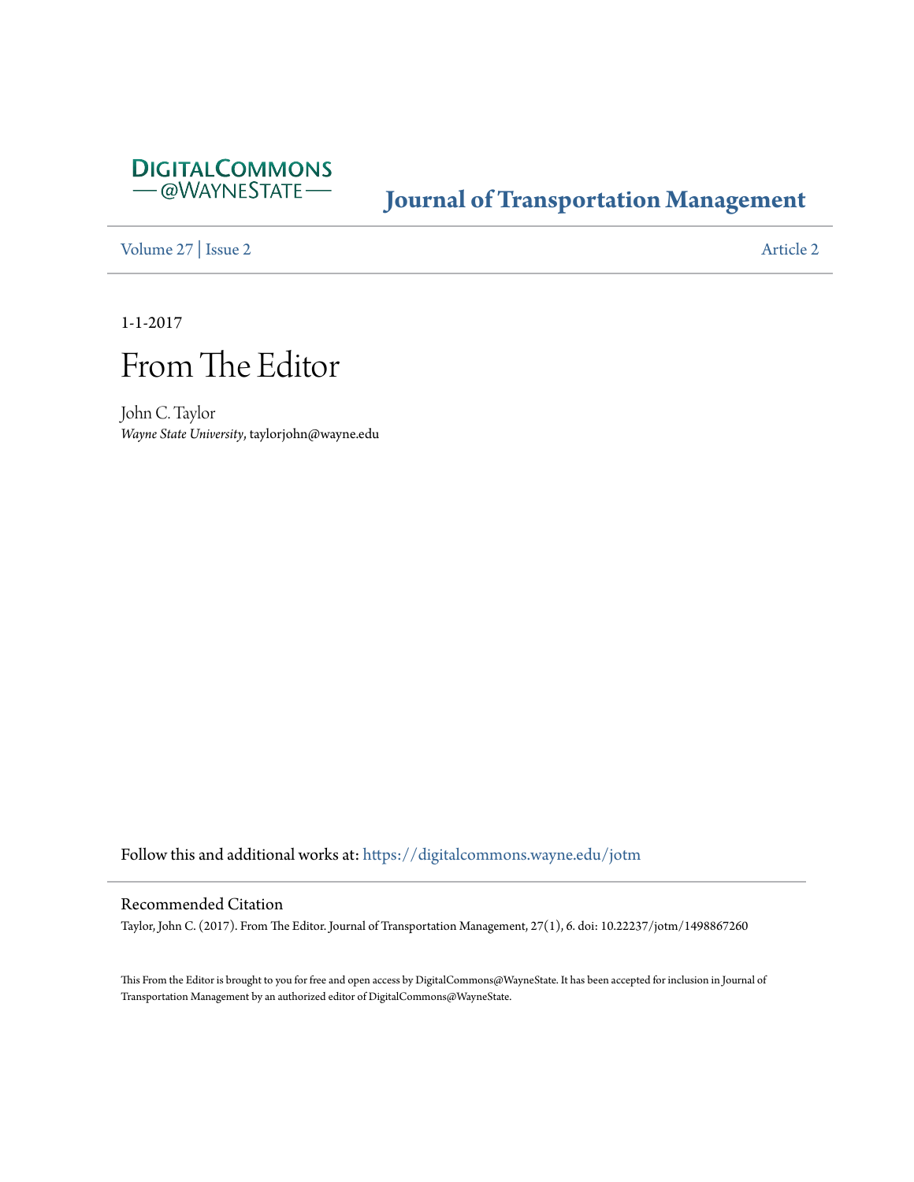DigitalCommons @WayneState

# Journal of Transportation Management

Volume 27 | Issue 2 Article 2

1-1-2017

# From The Editor

John C. Taylor
*Wayne State University*, taylorjohn@wayne.edu

Follow this and additional works at: https://digitalcommons.wayne.edu/jotm

## Recommended Citation

Taylor, John C. (2017). From The Editor. Journal of Transportation Management, 27(1), 6. doi: 10.22237/jotm/1498867260

This From the Editor is brought to you for free and open access by DigitalCommons@WayneState. It has been accepted for inclusion in Journal of Transportation Management by an authorized editor of DigitalCommons@WayneState.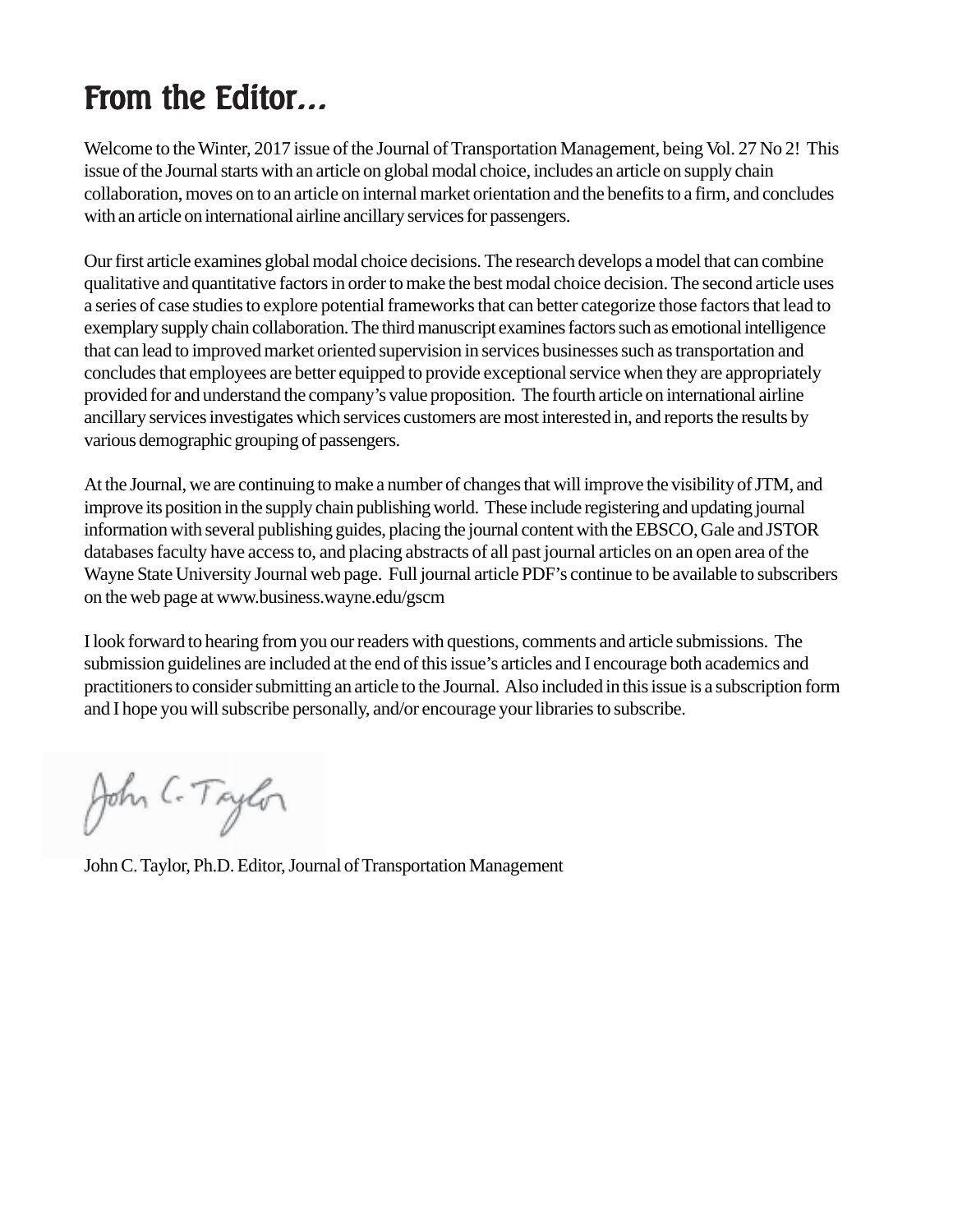# From the Editor...

Welcome to the Winter, 2017 issue of the Journal of Transportation Management, being Vol. 27 No 2! This issue of the Journal starts with an article on global modal choice, includes an article on supply chain collaboration, moves on to an article on internal market orientation and the benefits to a firm, and concludes with an article on international airline ancillary services for passengers.

Our first article examines global modal choice decisions. The research develops a model that can combine qualitative and quantitative factors in order to make the best modal choice decision. The second article uses a series of case studies to explore potential frameworks that can better categorize those factors that lead to exemplary supply chain collaboration. The third manuscript examines factors such as emotional intelligence that can lead to improved market oriented supervision in services businesses such as transportation and concludes that employees are better equipped to provide exceptional service when they are appropriately provided for and understand the company's value proposition. The fourth article on international airline ancillary services investigates which services customers are most interested in, and reports the results by various demographic grouping of passengers.

At the Journal, we are continuing to make a number of changes that will improve the visibility of JTM, and improve its position in the supply chain publishing world. These include registering and updating journal information with several publishing guides, placing the journal content with the EBSCO, Gale and JSTOR databases faculty have access to, and placing abstracts of all past journal articles on an open area of the Wayne State University Journal web page. Full journal article PDF's continue to be available to subscribers on the web page at www.business.wayne.edu/gscm

I look forward to hearing from you our readers with questions, comments and article submissions. The submission guidelines are included at the end of this issue's articles and I encourage both academics and practitioners to consider submitting an article to the Journal. Also included in this issue is a subscription form and I hope you will subscribe personally, and/or encourage your libraries to subscribe.

John C. Taylor

John C. Taylor, Ph.D. Editor, Journal of Transportation Management